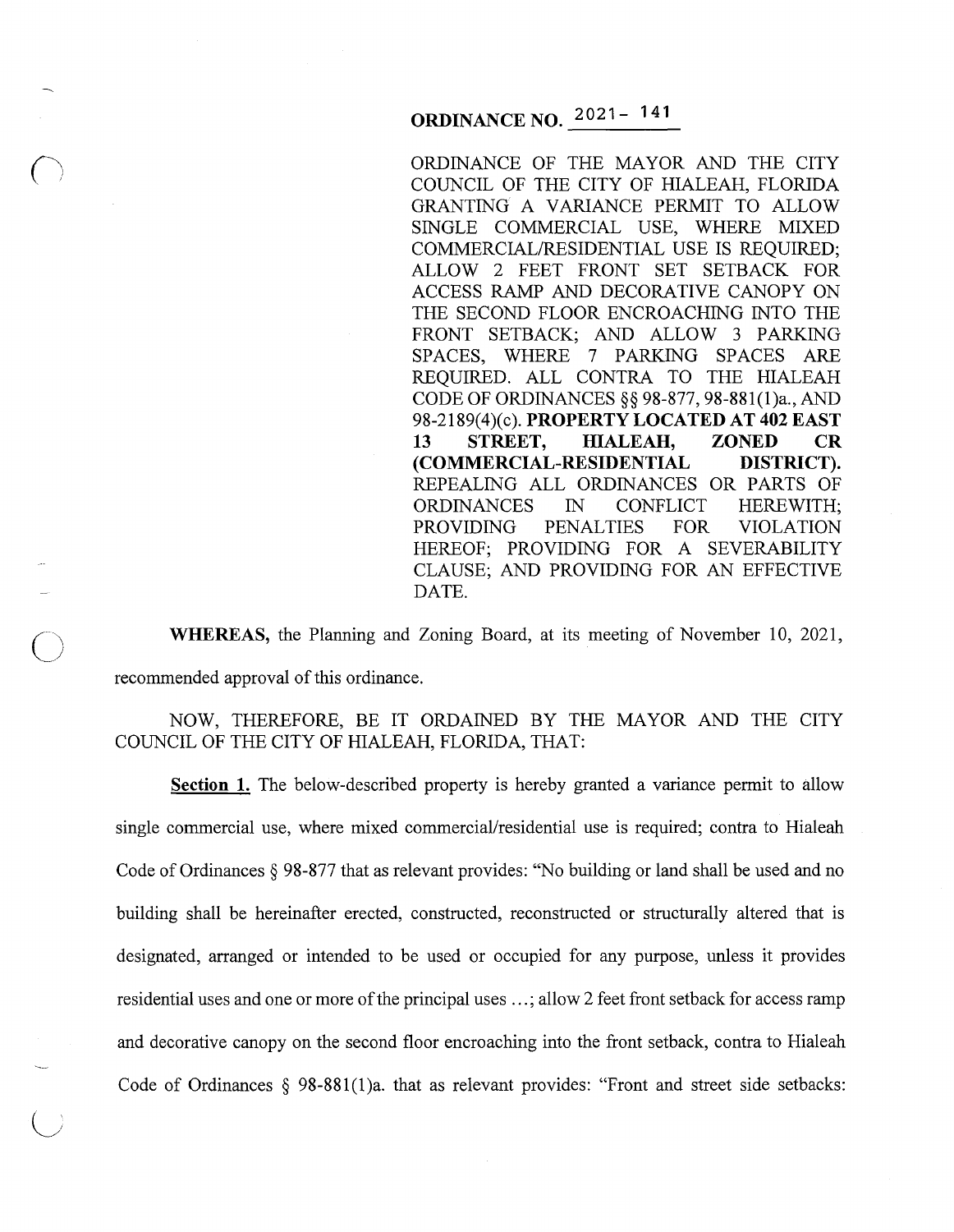# ORDINANCE NO. 2021- 141

ORDINANCE OF THE MAYOR AND THE CITY COUNCIL OF THE CITY OF HIALEAH, FLORIDA GRANTING A VARIANCE PERMIT TO ALLOW SINGLE COMMERCIAL USE, WHERE MIXED COMMERCIAL/RESIDENTIAL USE IS REQUIRED; ALLOW 2 FEET FRONT SET SETBACK FOR ACCESS RAMP AND DECORATIVE CANOPY ON THE SECOND FLOOR ENCROACHING INTO THE FRONT SETBACK; AND ALLOW 3 PARKING SPACES, WHERE 7 PARKING SPACES ARE REQUIRED. ALL CONTRA TO THE HIALEAH CODE OF ORDINANCES §§ 98-877, 98-881(1)a., AND 98-2189(4)(c). **PROPERTY LOCATED AT 402 EAST 13 STREET, HIALEAH, ZONED CR (COMMERCIAL-RESIDENTIAL DISTRICT).** REPEALING ALL ORDINANCES OR PARTS OF ORDINANCES IN CONFLICT HEREWITH; PROVIDING PENALTIES FOR VIOLATION HEREOF; PROVIDING FOR A SEVERABILITY CLAUSE; AND PROVIDING FOR AN EFFECTIVE DATE.

**WHEREAS,** the Planning and Zoning Board, at its meeting of November 10, 2021, recommended approval of this ordinance.

NOW, THEREFORE, BE IT ORDAINED BY THE MAYOR AND THE CITY COUNCIL OF THE CITY OF HIALEAH, FLORIDA, THAT:

**Section 1.** The below-described property is hereby granted a variance permit to allow single commercial use, where mixed commercial/residential use is required; contra to Hialeah Code of Ordinances § 98-877 that as relevant provides: "No building or land shall be used and no building shall be hereinafter erected, constructed, reconstructed or structurally altered that is designated, arranged or intended to be used or occupied for any purpose, unless it provides residential uses and one or more of the principal uses …; allow 2 feet front setback for access ramp and decorative canopy on the second floor encroaching into the front setback, contra to Hialeah Code of Ordinances § 98-881(1)a. that as relevant provides: "Front and street side setbacks: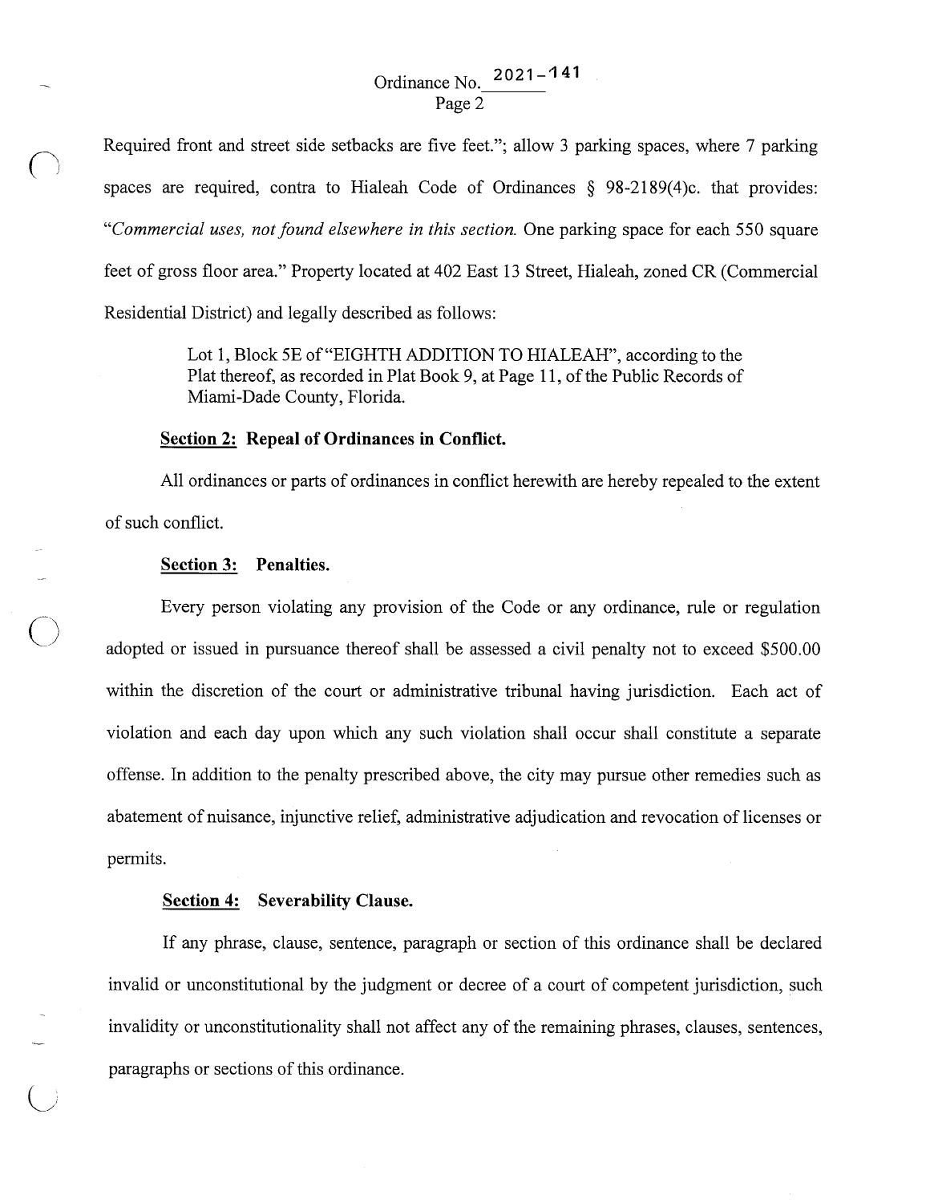Required front and street side setbacks are five feet."; allow 3 parking spaces, where 7 parking spaces are required, contra to Hialeah Code of Ordinances § 98-2189(4)c. that provides: "*Commercial uses, not found elsewhere in this section.* One parking space for each 550 square feet of gross floor area." Property located at 402 East 13 Street, Hialeah, zoned CR (Commercial Residential District) and legally described as follows:

> Lot 1, Block 5E of "EIGHTH ADDITION TO HIALEAH", according to the Plat thereof, as recorded in Plat Book 9, at Page 11, of the Public Records of Miami-Dade County, Florida.

**Section 2: Repeal of Ordinances in Conflict.**

All ordinances or parts of ordinances in conflict herewith are hereby repealed to the extent of such conflict.

**Section 3: Penalties.**

Every person violating any provision of the Code or any ordinance, rule or regulation adopted or issued in pursuance thereof shall be assessed a civil penalty not to exceed $500.00 within the discretion of the court or administrative tribunal having jurisdiction. Each act of violation and each day upon which any such violation shall occur shall constitute a separate offense. In addition to the penalty prescribed above, the city may pursue other remedies such as abatement of nuisance, injunctive relief, administrative adjudication and revocation of licenses or permits.

**Section 4: Severability Clause.**

If any phrase, clause, sentence, paragraph or section of this ordinance shall be declared invalid or unconstitutional by the judgment or decree of a court of competent jurisdiction, such invalidity or unconstitutionality shall not affect any of the remaining phrases, clauses, sentences, paragraphs or sections of this ordinance.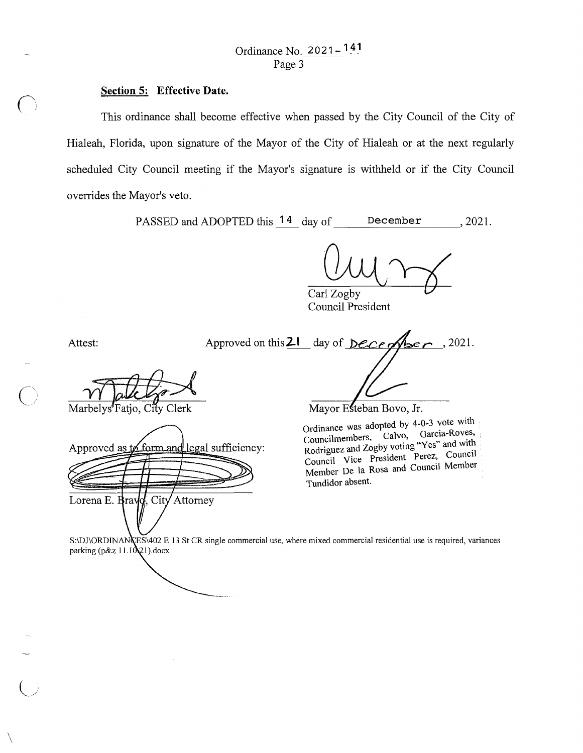Ordinance No. 2021-141
Page 3

**Section 5: Effective Date.**

This ordinance shall become effective when passed by the City Council of the City of Hialeah, Florida, upon signature of the Mayor of the City of Hialeah or at the next regularly scheduled City Council meeting if the Mayor's signature is withheld or if the City Council overrides the Mayor's veto.

PASSED and ADOPTED this 14 day of December, 2021.

Carl Zogby
Council President

Attest:

Approved on this 21 day of December, 2021.

Marbelys Fatjo, City Clerk

Mayor Esteban Bovo, Jr.

Approved as to form and legal sufficiency:

Lorena E. Bravo, City Attorney

Ordinance was adopted by 4-0-3 vote with Councilmembers, Calvo, Garcia-Roves, Rodriguez and Zogby voting "Yes" and with Council Vice President Perez, Council Member De la Rosa and Council Member Tundidor absent.

S:\DJ\ORDINANCES\402 E 13 St CR single commercial use, where mixed commercial residential use is required, variances parking (p&z 11.10.21).docx